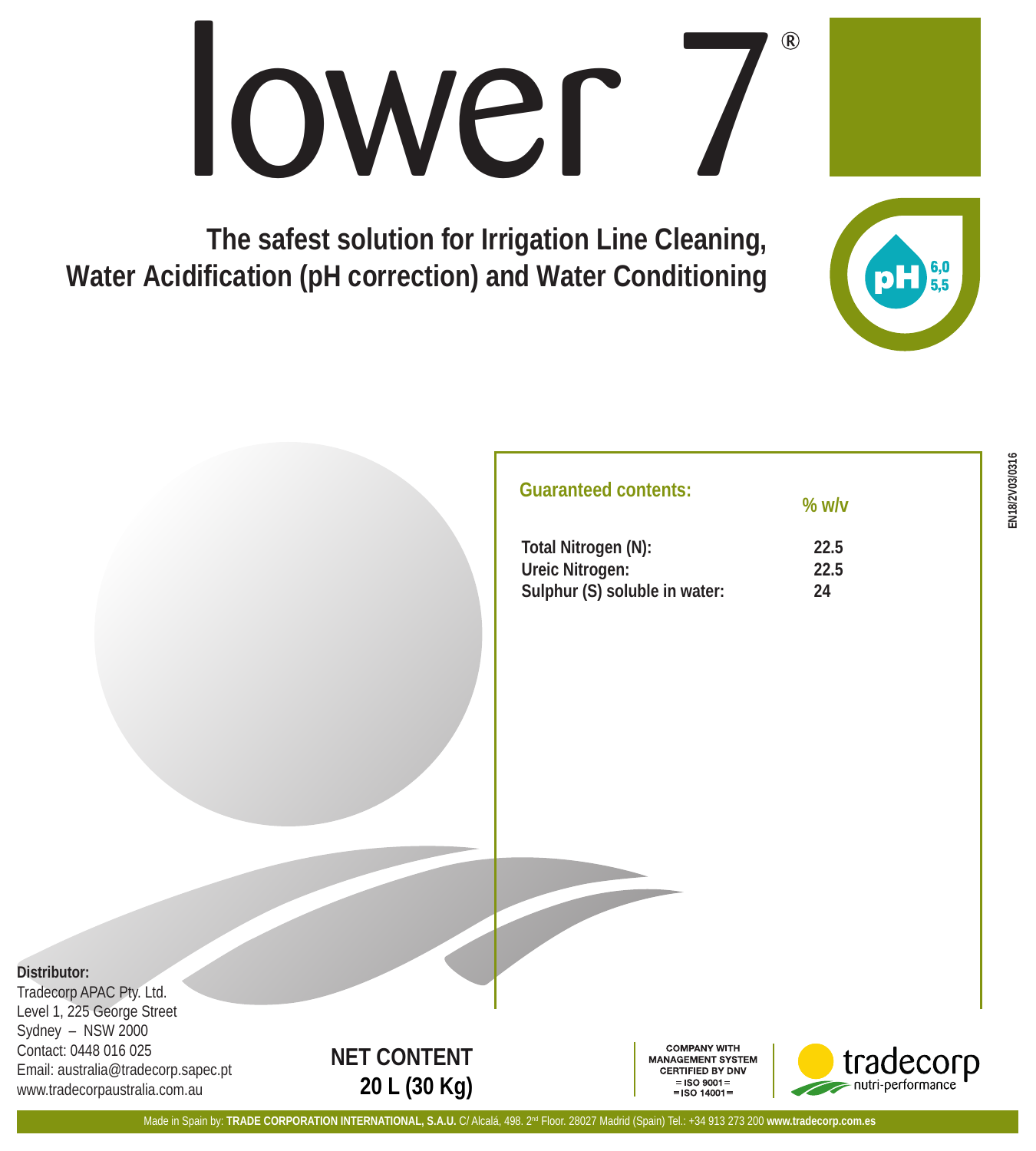# lower 7®

**The safest solution for Irrigation Line Cleaning, Water Acidification (pH correction) and Water Conditioning**

pH 6,0 5,5

EN18/2V03/0316

## Guaranteed contents:

| | % w/v |
|---|---|
| **Total Nitrogen (N):** | **22.5** |
| **Ureic Nitrogen:** | **22.5** |
| **Sulphur (S) soluble in water:** | **24** |

**Distributor:**
Tradecorp APAC Pty. Ltd.
Level 1, 225 George Street
Sydney – NSW 2000
Contact: 0448 016 025
Email: australia@tradecorp.sapec.pt
www.tradecorpaustralia.com.au

**NET CONTENT**
**20 L (30 Kg)**

COMPANY WITH MANAGEMENT SYSTEM CERTIFIED BY DNV
= ISO 9001 =
= ISO 14001 =

tradecorp nutri-performance

Made in Spain by: **TRADE CORPORATION INTERNATIONAL, S.A.U.** C/ Alcalá, 498. 2nd Floor. 28027 Madrid (Spain) Tel.: +34 913 273 200 **www.tradecorp.com.es**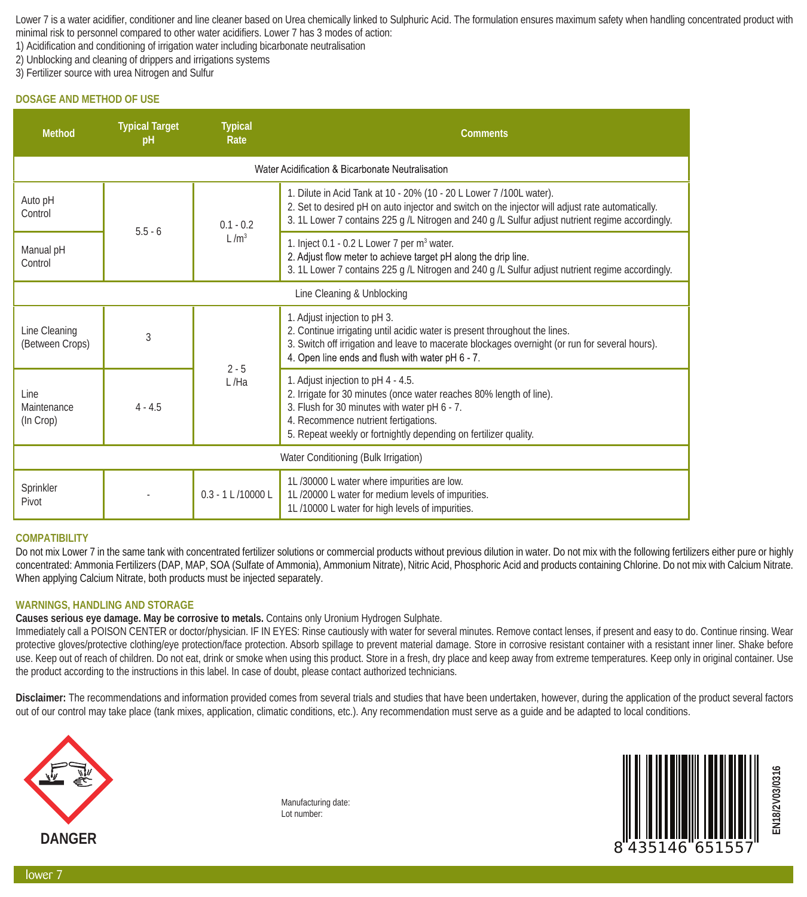Lower 7 is a water acidifier, conditioner and line cleaner based on Urea chemically linked to Sulphuric Acid. The formulation ensures maximum safety when handling concentrated product with minimal risk to personnel compared to other water acidifiers. Lower 7 has 3 modes of action:
1) Acidification and conditioning of irrigation water including bicarbonate neutralisation
2) Unblocking and cleaning of drippers and irrigations systems
3) Fertilizer source with urea Nitrogen and Sulfur

## DOSAGE AND METHOD OF USE

| Method | Typical Target pH | Typical Rate | Comments |
|---|---|---|---|
| Water Acidification & Bicarbonate Neutralisation | | | |
| Auto pH Control | 5.5 - 6 | 0.1 - 0.2 L /$m^3$ | 1. Dilute in Acid Tank at 10 - 20% (10 - 20 L Lower 7 /100L water).<br>2. Set to desired pH on auto injector and switch on the injector will adjust rate automatically.<br>3. 1L Lower 7 contains 225 g /L Nitrogen and 240 g /L Sulfur adjust nutrient regime accordingly. |
| Manual pH Control | 5.5 - 6 | 0.1 - 0.2 L /$m^3$ | 1. Inject 0.1 - 0.2 L Lower 7 per $m^3$ water.<br>2. Adjust flow meter to achieve target pH along the drip line.<br>3. 1L Lower 7 contains 225 g /L Nitrogen and 240 g /L Sulfur adjust nutrient regime accordingly. |
| Line Cleaning & Unblocking | | | |
| Line Cleaning (Between Crops) | 3 | 2 - 5 L /Ha | 1. Adjust injection to pH 3.<br>2. Continue irrigating until acidic water is present throughout the lines.<br>3. Switch off irrigation and leave to macerate blockages overnight (or run for several hours).<br>4. Open line ends and flush with water pH 6 - 7. |
| Line Maintenance (In Crop) | 4 - 4.5 | 2 - 5 L /Ha | 1. Adjust injection to pH 4 - 4.5.<br>2. Irrigate for 30 minutes (once water reaches 80% length of line).<br>3. Flush for 30 minutes with water pH 6 - 7.<br>4. Recommence nutrient fertigations.<br>5. Repeat weekly or fortnightly depending on fertilizer quality. |
| Water Conditioning (Bulk Irrigation) | | | |
| Sprinkler Pivot | - | 0.3 - 1 L /10000 L | 1L /30000 L water where impurities are low.<br>1L /20000 L water for medium levels of impurities.<br>1L /10000 L water for high levels of impurities. |

## COMPATIBILITY

Do not mix Lower 7 in the same tank with concentrated fertilizer solutions or commercial products without previous dilution in water. Do not mix with the following fertilizers either pure or highly concentrated: Ammonia Fertilizers (DAP, MAP, SOA (Sulfate of Ammonia), Ammonium Nitrate), Nitric Acid, Phosphoric Acid and products containing Chlorine. Do not mix with Calcium Nitrate. When applying Calcium Nitrate, both products must be injected separately.

## WARNINGS, HANDLING AND STORAGE

**Causes serious eye damage. May be corrosive to metals.** Contains only Uronium Hydrogen Sulphate.
Immediately call a POISON CENTER or doctor/physician. IF IN EYES: Rinse cautiously with water for several minutes. Remove contact lenses, if present and easy to do. Continue rinsing. Wear protective gloves/protective clothing/eye protection/face protection. Absorb spillage to prevent material damage. Store in corrosive resistant container with a resistant inner liner. Shake before use. Keep out of reach of children. Do not eat, drink or smoke when using this product. Store in a fresh, dry place and keep away from extreme temperatures. Keep only in original container. Use the product according to the instructions in this label. In case of doubt, please contact authorized technicians.

**Disclaimer:** The recommendations and information provided comes from several trials and studies that have been undertaken, however, during the application of the product several factors out of our control may take place (tank mixes, application, climatic conditions, etc.). Any recommendation must serve as a guide and be adapted to local conditions.

**DANGER**

Manufacturing date:
Lot number:

8 435146 651557

EN18/2V03/0316

lower 7